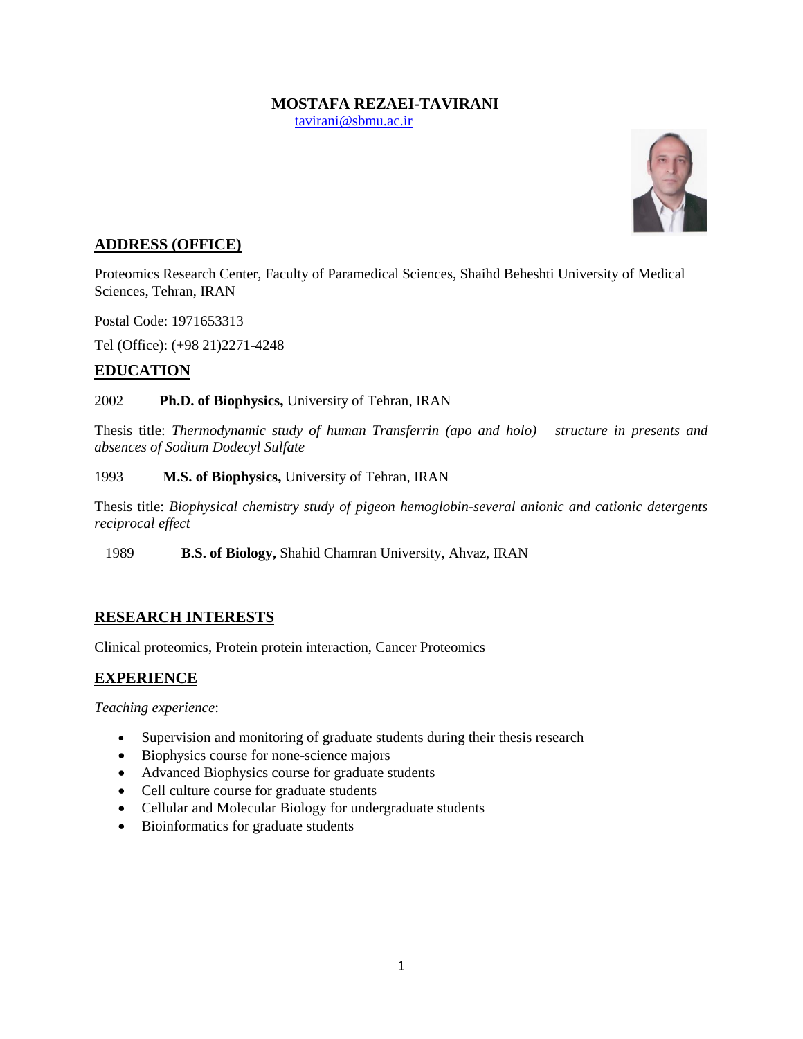# MOSTAFA REZAEI-TAVIRANI

tavirani@sbmu.ac.ir

## ADDRESS (OFFICE)

Proteomics Research Center, Faculty of Paramedical Sciences, Shaihd Beheshti University of Medical Sciences, Tehran, IRAN

Postal Code: 1971653313

Tel (Office): (+98 21)2271-4248

## EDUCATION

2002 **Ph.D. of Biophysics,** University of Tehran, IRAN

Thesis title: *Thermodynamic study of human Transferrin (apo and holo) structure in presents and absences of Sodium Dodecyl Sulfate*

1993 **M.S. of Biophysics,** University of Tehran, IRAN

Thesis title: *Biophysical chemistry study of pigeon hemoglobin-several anionic and cationic detergents reciprocal effect*

1989 **B.S. of Biology,** Shahid Chamran University, Ahvaz, IRAN

## RESEARCH INTERESTS

Clinical proteomics, Protein protein interaction, Cancer Proteomics

## EXPERIENCE

*Teaching experience*:

- Supervision and monitoring of graduate students during their thesis research
- Biophysics course for none-science majors
- Advanced Biophysics course for graduate students
- Cell culture course for graduate students
- Cellular and Molecular Biology for undergraduate students
- Bioinformatics for graduate students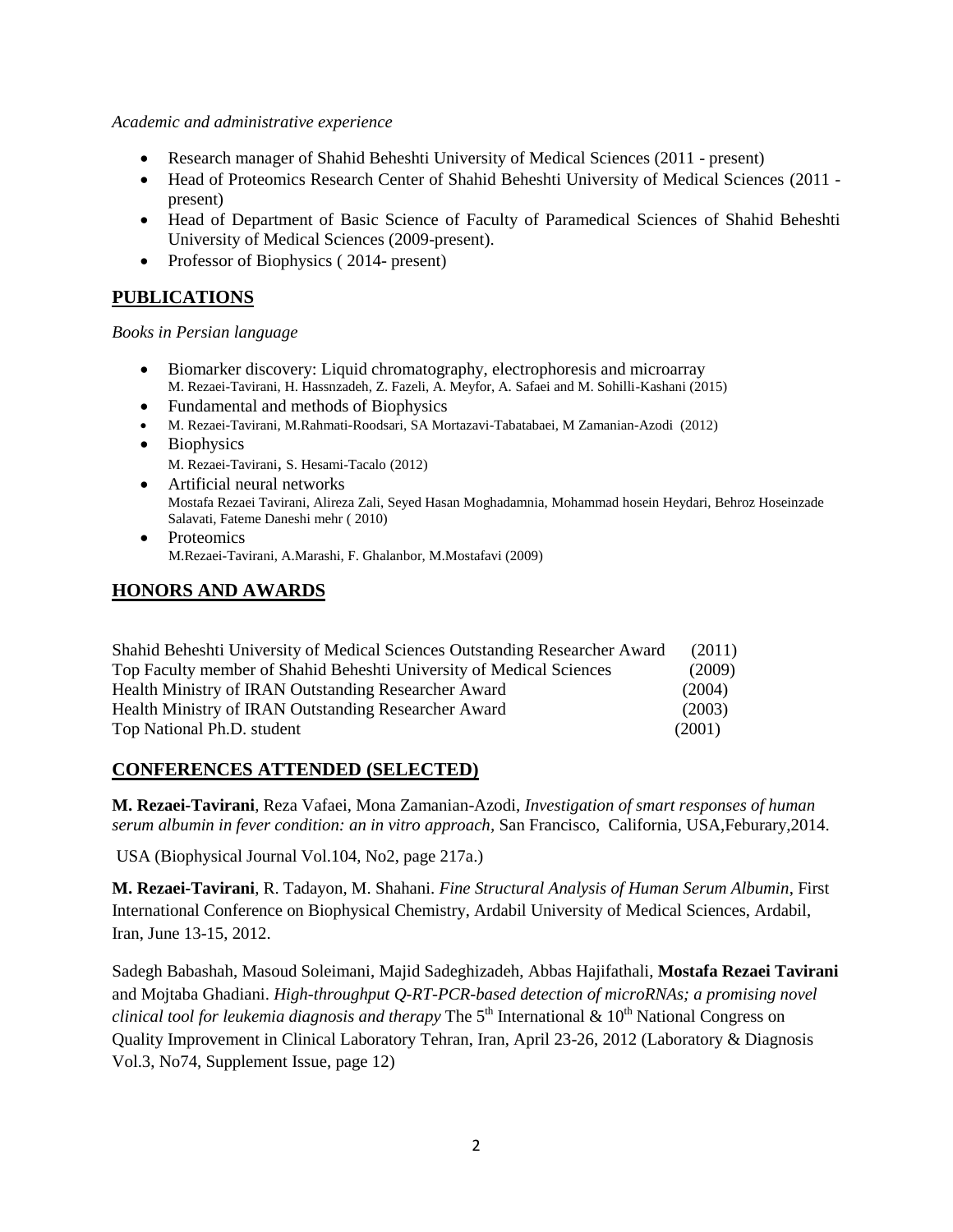*Academic and administrative experience*

- Research manager of Shahid Beheshti University of Medical Sciences (2011 - present)
- Head of Proteomics Research Center of Shahid Beheshti University of Medical Sciences (2011 - present)
- Head of Department of Basic Science of Faculty of Paramedical Sciences of Shahid Beheshti University of Medical Sciences (2009-present).
- Professor of Biophysics ( 2014- present)

## PUBLICATIONS

*Books in Persian language*

- Biomarker discovery: Liquid chromatography, electrophoresis and microarray
  M. Rezaei-Tavirani, H. Hassnzadeh, Z. Fazeli, A. Meyfor, A. Safaei and M. Sohilli-Kashani (2015)
- Fundamental and methods of Biophysics
- M. Rezaei-Tavirani, M.Rahmati-Roodsari, SA Mortazavi-Tabatabaei, M Zamanian-Azodi (2012)
- Biophysics
  M. Rezaei-Tavirani, S. Hesami-Tacalo (2012)
- Artificial neural networks
  Mostafa Rezaei Tavirani, Alireza Zali, Seyed Hasan Moghadamnia, Mohammad hosein Heydari, Behroz Hoseinzade Salavati, Fateme Daneshi mehr ( 2010)
- Proteomics
  M.Rezaei-Tavirani, A.Marashi, F. Ghalanbor, M.Mostafavi (2009)

## HONORS AND AWARDS

| | |
|---|---|
| Shahid Beheshti University of Medical Sciences Outstanding Researcher Award | (2011) |
| Top Faculty member of Shahid Beheshti University of Medical Sciences | (2009) |
| Health Ministry of IRAN Outstanding Researcher Award | (2004) |
| Health Ministry of IRAN Outstanding Researcher Award | (2003) |
| Top National Ph.D. student | (2001) |

## CONFERENCES ATTENDED (SELECTED)

**M. Rezaei-Tavirani**, Reza Vafaei, Mona Zamanian-Azodi, *Investigation of smart responses of human serum albumin in fever condition: an in vitro approach,* San Francisco, California, USA,Feburary,2014.

USA (Biophysical Journal Vol.104, No2, page 217a.)

**M. Rezaei-Tavirani**, R. Tadayon, M. Shahani. *Fine Structural Analysis of Human Serum Albumin*, First International Conference on Biophysical Chemistry, Ardabil University of Medical Sciences, Ardabil, Iran, June 13-15, 2012.

Sadegh Babashah, Masoud Soleimani, Majid Sadeghizadeh, Abbas Hajifathali, **Mostafa Rezaei Tavirani** and Mojtaba Ghadiani. *High-throughput Q-RT-PCR-based detection of microRNAs; a promising novel clinical tool for leukemia diagnosis and therapy* The 5th International & 10th National Congress on Quality Improvement in Clinical Laboratory Tehran, Iran, April 23-26, 2012 (Laboratory & Diagnosis Vol.3, No74, Supplement Issue, page 12)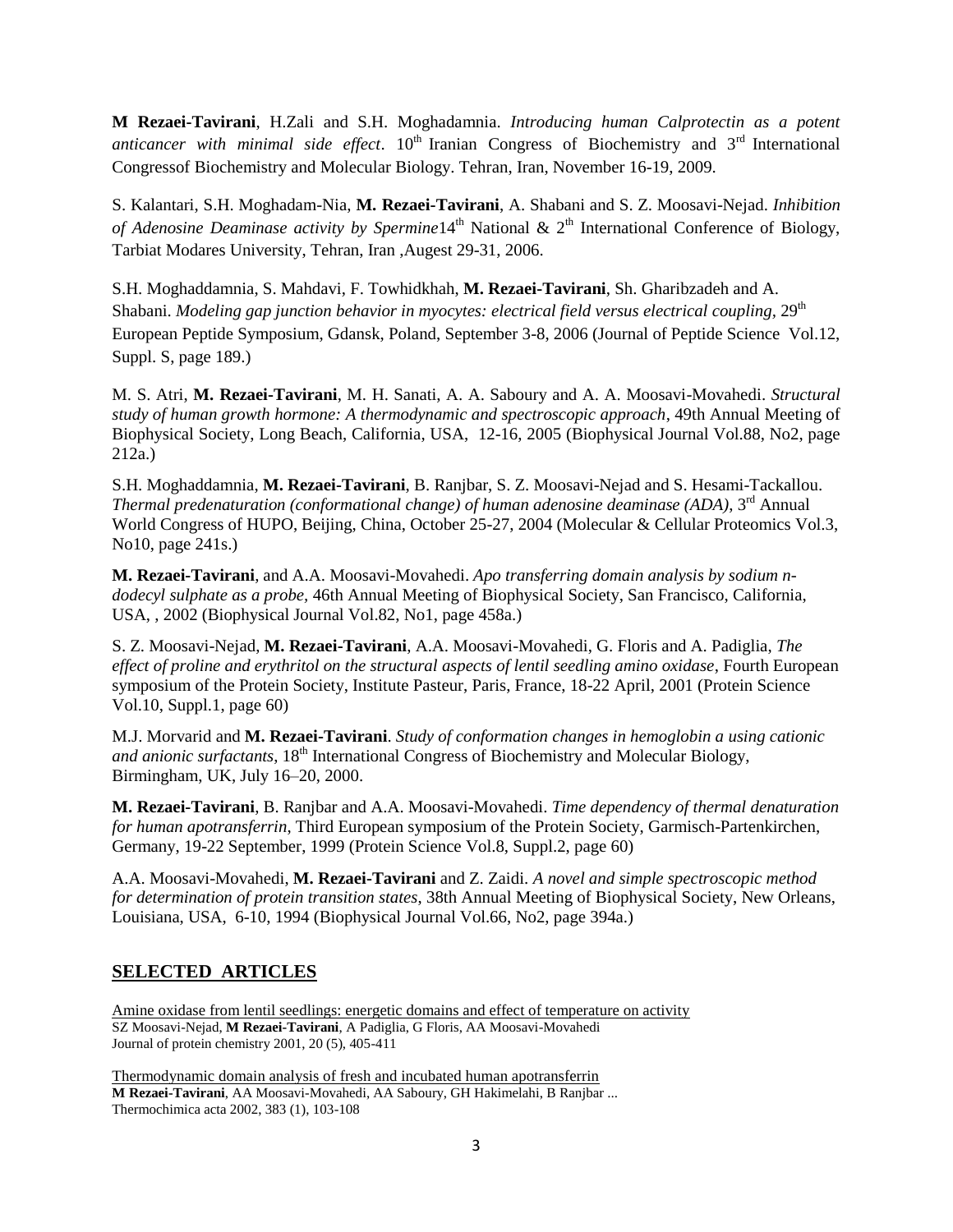**M Rezaei-Tavirani**, H.Zali and S.H. Moghadamnia. *Introducing human Calprotectin as a potent anticancer with minimal side effect*. 10th Iranian Congress of Biochemistry and 3rd International Congressof Biochemistry and Molecular Biology. Tehran, Iran, November 16-19, 2009.

S. Kalantari, S.H. Moghadam-Nia, **M. Rezaei-Tavirani**, A. Shabani and S. Z. Moosavi-Nejad. *Inhibition of Adenosine Deaminase activity by Spermine*14th National & 2th International Conference of Biology, Tarbiat Modares University, Tehran, Iran ,Augest 29-31, 2006.

S.H. Moghaddamnia, S. Mahdavi, F. Towhidkhah, **M. Rezaei-Tavirani**, Sh. Gharibzadeh and A. Shabani. *Modeling gap junction behavior in myocytes: electrical field versus electrical coupling*, 29th European Peptide Symposium, Gdansk, Poland, September 3-8, 2006 (Journal of Peptide Science Vol.12, Suppl. S, page 189.)

M. S. Atri, **M. Rezaei-Tavirani**, M. H. Sanati, A. A. Saboury and A. A. Moosavi-Movahedi. *Structural study of human growth hormone: A thermodynamic and spectroscopic approach*, 49th Annual Meeting of Biophysical Society, Long Beach, California, USA, 12-16, 2005 (Biophysical Journal Vol.88, No2, page 212a.)

S.H. Moghaddamnia, **M. Rezaei-Tavirani**, B. Ranjbar, S. Z. Moosavi-Nejad and S. Hesami-Tackallou. *Thermal predenaturation (conformational change) of human adenosine deaminase (ADA)*, 3rd Annual World Congress of HUPO, Beijing, China, October 25-27, 2004 (Molecular & Cellular Proteomics Vol.3, No10, page 241s.)

**M. Rezaei-Tavirani**, and A.A. Moosavi-Movahedi. *Apo transferring domain analysis by sodium n-dodecyl sulphate as a probe*, 46th Annual Meeting of Biophysical Society, San Francisco, California, USA, , 2002 (Biophysical Journal Vol.82, No1, page 458a.)

S. Z. Moosavi-Nejad, **M. Rezaei-Tavirani**, A.A. Moosavi-Movahedi, G. Floris and A. Padiglia, *The effect of proline and erythritol on the structural aspects of lentil seedling amino oxidase*, Fourth European symposium of the Protein Society, Institute Pasteur, Paris, France, 18-22 April, 2001 (Protein Science Vol.10, Suppl.1, page 60)

M.J. Morvarid and **M. Rezaei-Tavirani**. *Study of conformation changes in hemoglobin a using cationic and anionic surfactants*, 18th International Congress of Biochemistry and Molecular Biology, Birmingham, UK, July 16–20, 2000.

**M. Rezaei-Tavirani**, B. Ranjbar and A.A. Moosavi-Movahedi. *Time dependency of thermal denaturation for human apotransferrin*, Third European symposium of the Protein Society, Garmisch-Partenkirchen, Germany, 19-22 September, 1999 (Protein Science Vol.8, Suppl.2, page 60)

A.A. Moosavi-Movahedi, **M. Rezaei-Tavirani** and Z. Zaidi. *A novel and simple spectroscopic method for determination of protein transition states*, 38th Annual Meeting of Biophysical Society, New Orleans, Louisiana, USA, 6-10, 1994 (Biophysical Journal Vol.66, No2, page 394a.)

## SELECTED ARTICLES

Amine oxidase from lentil seedlings: energetic domains and effect of temperature on activity
SZ Moosavi-Nejad, **M Rezaei-Tavirani**, A Padiglia, G Floris, AA Moosavi-Movahedi
Journal of protein chemistry 2001, 20 (5), 405-411

Thermodynamic domain analysis of fresh and incubated human apotransferrin
**M Rezaei-Tavirani**, AA Moosavi-Movahedi, AA Saboury, GH Hakimelahi, B Ranjbar ...
Thermochimica acta 2002, 383 (1), 103-108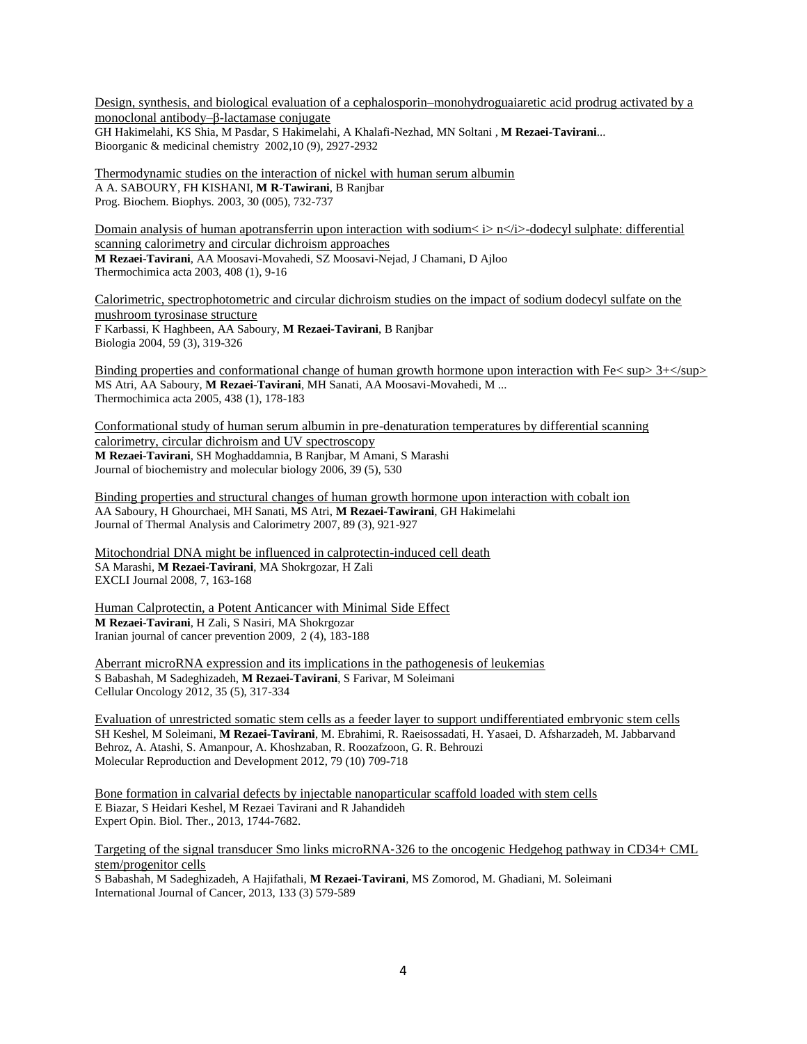Design, synthesis, and biological evaluation of a cephalosporin–monohydroguaiaretic acid prodrug activated by a monoclonal antibody–β-lactamase conjugate
GH Hakimelahi, KS Shia, M Pasdar, S Hakimelahi, A Khalafi-Nezhad, MN Soltani , **M Rezaei-Tavirani**...
Bioorganic & medicinal chemistry 2002,10 (9), 2927-2932

Thermodynamic studies on the interaction of nickel with human serum albumin
A A. SABOURY, FH KISHANI, **M R-Tawirani**, B Ranjbar
Prog. Biochem. Biophys. 2003, 30 (005), 732-737

Domain analysis of human apotransferrin upon interaction with sodium< i> n</i>-dodecyl sulphate: differential scanning calorimetry and circular dichroism approaches
**M Rezaei-Tavirani**, AA Moosavi-Movahedi, SZ Moosavi-Nejad, J Chamani, D Ajloo
Thermochimica acta 2003, 408 (1), 9-16

Calorimetric, spectrophotometric and circular dichroism studies on the impact of sodium dodecyl sulfate on the mushroom tyrosinase structure
F Karbassi, K Haghbeen, AA Saboury, **M Rezaei-Tavirani**, B Ranjbar
Biologia 2004, 59 (3), 319-326

Binding properties and conformational change of human growth hormone upon interaction with Fe< sup> 3+</sup>
MS Atri, AA Saboury, **M Rezaei-Tavirani**, MH Sanati, AA Moosavi-Movahedi, M ...
Thermochimica acta 2005, 438 (1), 178-183

Conformational study of human serum albumin in pre-denaturation temperatures by differential scanning calorimetry, circular dichroism and UV spectroscopy
**M Rezaei-Tavirani**, SH Moghaddamnia, B Ranjbar, M Amani, S Marashi
Journal of biochemistry and molecular biology 2006, 39 (5), 530

Binding properties and structural changes of human growth hormone upon interaction with cobalt ion
AA Saboury, H Ghourchaei, MH Sanati, MS Atri, **M Rezaei-Tawirani**, GH Hakimelahi
Journal of Thermal Analysis and Calorimetry 2007, 89 (3), 921-927

Mitochondrial DNA might be influenced in calprotectin-induced cell death
SA Marashi, **M Rezaei-Tavirani**, MA Shokrgozar, H Zali
EXCLI Journal 2008, 7, 163-168

Human Calprotectin, a Potent Anticancer with Minimal Side Effect
**M Rezaei-Tavirani**, H Zali, S Nasiri, MA Shokrgozar
Iranian journal of cancer prevention 2009, 2 (4), 183-188

Aberrant microRNA expression and its implications in the pathogenesis of leukemias
S Babashah, M Sadeghizadeh, **M Rezaei-Tavirani**, S Farivar, M Soleimani
Cellular Oncology 2012, 35 (5), 317-334

Evaluation of unrestricted somatic stem cells as a feeder layer to support undifferentiated embryonic stem cells
SH Keshel, M Soleimani, **M Rezaei-Tavirani**, M. Ebrahimi, R. Raeisossadati, H. Yasaei, D. Afsharzadeh, M. Jabbarvand Behroz, A. Atashi, S. Amanpour, A. Khoshzaban, R. Roozafzoon, G. R. Behrouzi
Molecular Reproduction and Development 2012, 79 (10) 709-718

Bone formation in calvarial defects by injectable nanoparticular scaffold loaded with stem cells
E Biazar, S Heidari Keshel, M Rezaei Tavirani and R Jahandideh
Expert Opin. Biol. Ther., 2013, 1744-7682.

Targeting of the signal transducer Smo links microRNA-326 to the oncogenic Hedgehog pathway in CD34+ CML stem/progenitor cells
S Babashah, M Sadeghizadeh, A Hajifathali, **M Rezaei-Tavirani**, MS Zomorod, M. Ghadiani, M. Soleimani
International Journal of Cancer, 2013, 133 (3) 579-589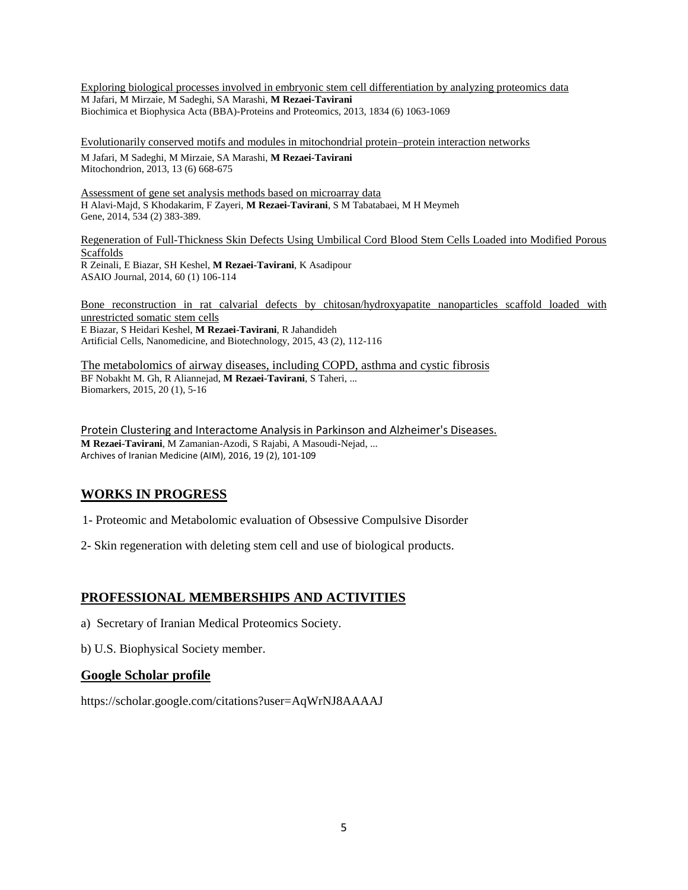Exploring biological processes involved in embryonic stem cell differentiation by analyzing proteomics data
M Jafari, M Mirzaie, M Sadeghi, SA Marashi, **M Rezaei-Tavirani**
Biochimica et Biophysica Acta (BBA)-Proteins and Proteomics, 2013, 1834 (6) 1063-1069

Evolutionarily conserved motifs and modules in mitochondrial protein–protein interaction networks
M Jafari, M Sadeghi, M Mirzaie, SA Marashi, **M Rezaei-Tavirani**
Mitochondrion, 2013, 13 (6) 668-675

Assessment of gene set analysis methods based on microarray data
H Alavi-Majd, S Khodakarim, F Zayeri, **M Rezaei-Tavirani**, S M Tabatabaei, M H Meymeh
Gene, 2014, 534 (2) 383-389.

Regeneration of Full-Thickness Skin Defects Using Umbilical Cord Blood Stem Cells Loaded into Modified Porous Scaffolds
R Zeinali, E Biazar, SH Keshel, **M Rezaei-Tavirani**, K Asadipour
ASAIO Journal, 2014, 60 (1) 106-114

Bone reconstruction in rat calvarial defects by chitosan/hydroxyapatite nanoparticles scaffold loaded with unrestricted somatic stem cells
E Biazar, S Heidari Keshel, **M Rezaei-Tavirani**, R Jahandideh
Artificial Cells, Nanomedicine, and Biotechnology, 2015, 43 (2), 112-116

The metabolomics of airway diseases, including COPD, asthma and cystic fibrosis
BF Nobakht M. Gh, R Aliannejad, **M Rezaei-Tavirani**, S Taheri, ...
Biomarkers, 2015, 20 (1), 5-16

Protein Clustering and Interactome Analysis in Parkinson and Alzheimer's Diseases.
**M Rezaei-Tavirani**, M Zamanian-Azodi, S Rajabi, A Masoudi-Nejad, ...
Archives of Iranian Medicine (AIM), 2016, 19 (2), 101-109

## WORKS IN PROGRESS

1- Proteomic and Metabolomic evaluation of Obsessive Compulsive Disorder

2- Skin regeneration with deleting stem cell and use of biological products.

## PROFESSIONAL MEMBERSHIPS AND ACTIVITIES

a) Secretary of Iranian Medical Proteomics Society.

b) U.S. Biophysical Society member.

## Google Scholar profile

https://scholar.google.com/citations?user=AqWrNJ8AAAAJ